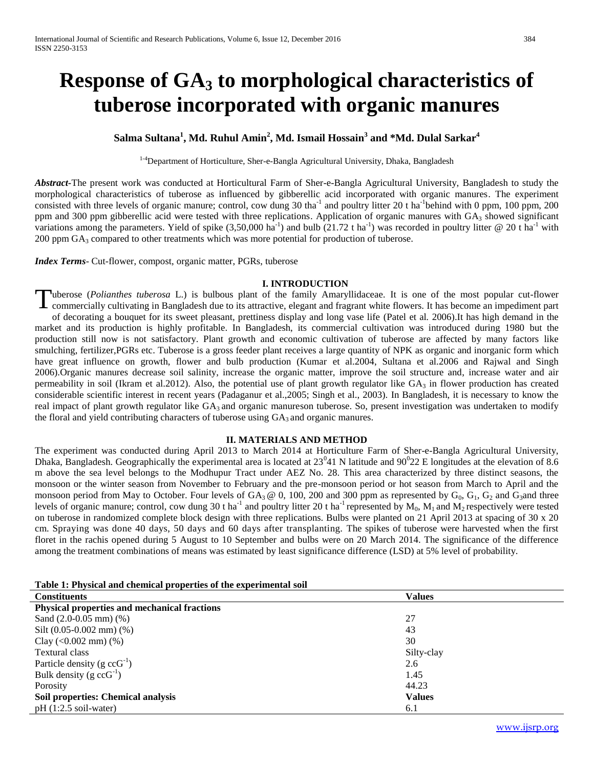# Response of $GA_3$ to morphological characteristics of tuberose incorporated with organic manures

**Salma Sultana[1], Md. Ruhul Amin[2], Md. Ismail Hossain[3] and \*Md. Dulal Sarkar[4]**

[1-4]Department of Horticulture, Sher-e-Bangla Agricultural University, Dhaka, Bangladesh

***Abstract-*** The present work was conducted at Horticultural Farm of Sher-e-Bangla Agricultural University, Bangladesh to study the morphological characteristics of tuberose as influenced by gibberellic acid incorporated with organic manures. The experiment consisted with three levels of organic manure; control, cow dung 30 $tha^{-1}$ and poultry litter 20 t $ha^{-1}$behind with 0 ppm, 100 ppm, 200 ppm and 300 ppm gibberellic acid were tested with three replications. Application of organic manures with $GA_3$ showed significant variations among the parameters. Yield of spike (3,50,000 $ha^{-1}$) and bulb (21.72 t $ha^{-1}$) was recorded in poultry litter @ 20 t $ha^{-1}$ with 200 ppm $GA_3$ compared to other treatments which was more potential for production of tuberose.

***Index Terms*** - Cut-flower, compost, organic matter, PGRs, tuberose

## I. INTRODUCTION

Tuberose (*Polianthes tuberosa* L.) is bulbous plant of the family Amaryllidaceae. It is one of the most popular cut-flower commercially cultivating in Bangladesh due to its attractive, elegant and fragrant white flowers. It has become an impediment part of decorating a bouquet for its sweet pleasant, prettiness display and long vase life (Patel et al. 2006).It has high demand in the market and its production is highly profitable. In Bangladesh, its commercial cultivation was introduced during 1980 but the production still now is not satisfactory. Plant growth and economic cultivation of tuberose are affected by many factors like smulching, fertilizer,PGRs etc. Tuberose is a gross feeder plant receives a large quantity of NPK as organic and inorganic form which have great influence on growth, flower and bulb production (Kumar et al.2004, Sultana et al.2006 and Rajwal and Singh 2006).Organic manures decrease soil salinity, increase the organic matter, improve the soil structure and, increase water and air permeability in soil (Ikram et al.2012). Also, the potential use of plant growth regulator like $GA_3$ in flower production has created considerable scientific interest in recent years (Padaganur et al.,2005; Singh et al., 2003). In Bangladesh, it is necessary to know the real impact of plant growth regulator like $GA_3$ and organic manureson tuberose. So, present investigation was undertaken to modify the floral and yield contributing characters of tuberose using $GA_3$ and organic manures.

## II. MATERIALS AND METHOD

The experiment was conducted during April 2013 to March 2014 at Horticulture Farm of Sher-e-Bangla Agricultural University, Dhaka, Bangladesh. Geographically the experimental area is located at $23^0 41$ N latitude and $90^0 22$ E longitudes at the elevation of 8.6 m above the sea level belongs to the Modhupur Tract under AEZ No. 28. This area characterized by three distinct seasons, the monsoon or the winter season from November to February and the pre-monsoon period or hot season from March to April and the monsoon period from May to October. Four levels of $GA_3$ @ 0, 100, 200 and 300 ppm as represented by $G_0$, $G_1$, $G_2$ and $G_3$and three levels of organic manure; control, cow dung 30 t $ha^{-1}$ and poultry litter 20 t $ha^{-1}$ represented by $M_0$, $M_1$ and $M_2$ respectively were tested on tuberose in randomized complete block design with three replications. Bulbs were planted on 21 April 2013 at spacing of 30 x 20 cm. Spraying was done 40 days, 50 days and 60 days after transplanting. The spikes of tuberose were harvested when the first floret in the rachis opened during 5 August to 10 September and bulbs were on 20 March 2014. The significance of the difference among the treatment combinations of means was estimated by least significance difference (LSD) at 5% level of probability.

**Table 1: Physical and chemical properties of the experimental soil**

| Constituents | Values |
|---|---|
| **Physical properties and mechanical fractions** | |
| Sand (2.0-0.05 mm) (%) | 27 |
| Silt (0.05-0.002 mm) (%) | 43 |
| Clay (<0.002 mm) (%) | 30 |
| Textural class | Silty-clay |
| Particle density (g $ccG^{-1}$) | 2.6 |
| Bulk density (g $ccG^{-1}$) | 1.45 |
| Porosity | 44.23 |
| **Soil properties: Chemical analysis** | **Values** |
| pH (1:2.5 soil-water) | 6.1 |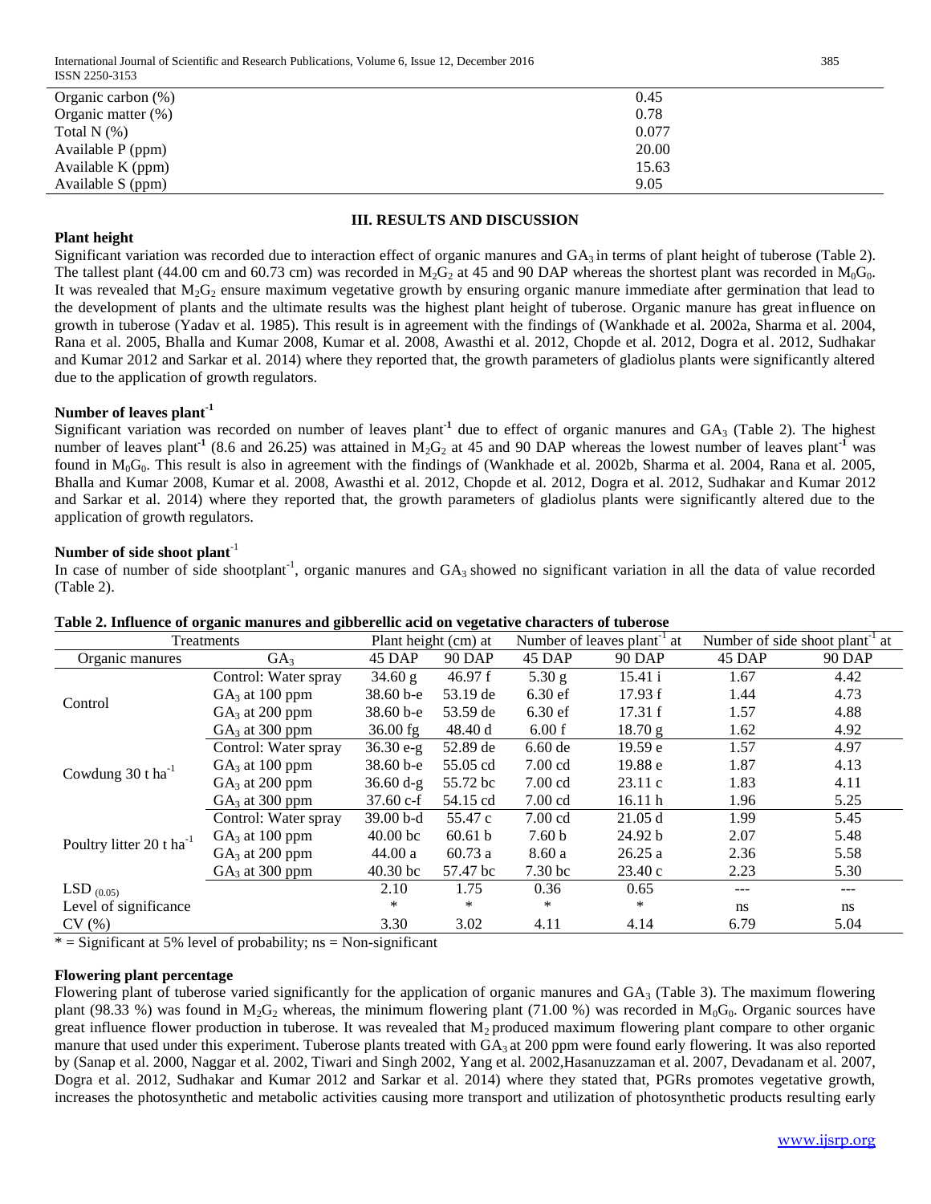| | |
|---|---|
| Organic carbon (%) | 0.45 |
| Organic matter (%) | 0.78 |
| Total N (%) | 0.077 |
| Available P (ppm) | 20.00 |
| Available K (ppm) | 15.63 |
| Available S (ppm) | 9.05 |

## III. RESULTS AND DISCUSSION

**Plant height**

Significant variation was recorded due to interaction effect of organic manures and $GA_3$ in terms of plant height of tuberose (Table 2). The tallest plant (44.00 cm and 60.73 cm) was recorded in $M_2G_2$ at 45 and 90 DAP whereas the shortest plant was recorded in $M_0G_0$. It was revealed that $M_2G_2$ ensure maximum vegetative growth by ensuring organic manure immediate after germination that lead to the development of plants and the ultimate results was the highest plant height of tuberose. Organic manure has great influence on growth in tuberose (Yadav et al. 1985). This result is in agreement with the findings of (Wankhade et al. 2002a, Sharma et al. 2004, Rana et al. 2005, Bhalla and Kumar 2008, Kumar et al. 2008, Awasthi et al. 2012, Chopde et al. 2012, Dogra et al. 2012, Sudhakar and Kumar 2012 and Sarkar et al. 2014) where they reported that, the growth parameters of gladiolus plants were significantly altered due to the application of growth regulators.

**Number of leaves plant$^{-1}$**

Significant variation was recorded on number of leaves plant$^{-1}$ due to effect of organic manures and $GA_3$ (Table 2). The highest number of leaves plant$^{-1}$ (8.6 and 26.25) was attained in $M_2G_2$ at 45 and 90 DAP whereas the lowest number of leaves plant$^{-1}$ was found in $M_0G_0$. This result is also in agreement with the findings of (Wankhade et al. 2002b, Sharma et al. 2004, Rana et al. 2005, Bhalla and Kumar 2008, Kumar et al. 2008, Awasthi et al. 2012, Chopde et al. 2012, Dogra et al. 2012, Sudhakar and Kumar 2012 and Sarkar et al. 2014) where they reported that, the growth parameters of gladiolus plants were significantly altered due to the application of growth regulators.

**Number of side shoot plant$^{-1}$**

In case of number of side shootplant$^{-1}$, organic manures and $GA_3$ showed no significant variation in all the data of value recorded (Table 2).

**Table 2. Influence of organic manures and gibberellic acid on vegetative characters of tuberose**

| Treatments | | Plant height (cm) at | | Number of leaves plant$^{-1}$ at | | Number of side shoot plant$^{-1}$ at | |
|---|---|---|---|---|---|---|---|
| Organic manures | $GA_3$ | 45 DAP | 90 DAP | 45 DAP | 90 DAP | 45 DAP | 90 DAP |
| Control | Control: Water spray | 34.60 g | 46.97 f | 5.30 g | 15.41 i | 1.67 | 4.42 |
| | $GA_3$ at 100 ppm | 38.60 b-e | 53.19 de | 6.30 ef | 17.93 f | 1.44 | 4.73 |
| | $GA_3$ at 200 ppm | 38.60 b-e | 53.59 de | 6.30 ef | 17.31 f | 1.57 | 4.88 |
| | $GA_3$ at 300 ppm | 36.00 fg | 48.40 d | 6.00 f | 18.70 g | 1.62 | 4.92 |
| Cowdung 30 t ha$^{-1}$ | Control: Water spray | 36.30 e-g | 52.89 de | 6.60 de | 19.59 e | 1.57 | 4.97 |
| | $GA_3$ at 100 ppm | 38.60 b-e | 55.05 cd | 7.00 cd | 19.88 e | 1.87 | 4.13 |
| | $GA_3$ at 200 ppm | 36.60 d-g | 55.72 bc | 7.00 cd | 23.11 c | 1.83 | 4.11 |
| | $GA_3$ at 300 ppm | 37.60 c-f | 54.15 cd | 7.00 cd | 16.11 h | 1.96 | 5.25 |
| Poultry litter 20 t ha$^{-1}$ | Control: Water spray | 39.00 b-d | 55.47 c | 7.00 cd | 21.05 d | 1.99 | 5.45 |
| | $GA_3$ at 100 ppm | 40.00 bc | 60.61 b | 7.60 b | 24.92 b | 2.07 | 5.48 |
| | $GA_3$ at 200 ppm | 44.00 a | 60.73 a | 8.60 a | 26.25 a | 2.36 | 5.58 |
| | $GA_3$ at 300 ppm | 40.30 bc | 57.47 bc | 7.30 bc | 23.40 c | 2.23 | 5.30 |
| LSD $_{(0.05)}$ | | 2.10 | 1.75 | 0.36 | 0.65 | --- | --- |
| Level of significance | | * | * | * | * | ns | ns |
| CV (%) | | 3.30 | 3.02 | 4.11 | 4.14 | 6.79 | 5.04 |

* = Significant at 5% level of probability; ns = Non-significant

**Flowering plant percentage**

Flowering plant of tuberose varied significantly for the application of organic manures and $GA_3$ (Table 3). The maximum flowering plant (98.33 %) was found in $M_2G_2$ whereas, the minimum flowering plant (71.00 %) was recorded in $M_0G_0$. Organic sources have great influence flower production in tuberose. It was revealed that $M_2$ produced maximum flowering plant compare to other organic manure that used under this experiment. Tuberose plants treated with $GA_3$ at 200 ppm were found early flowering. It was also reported by (Sanap et al. 2000, Naggar et al. 2002, Tiwari and Singh 2002, Yang et al. 2002,Hasanuzzaman et al. 2007, Devadanam et al. 2007, Dogra et al. 2012, Sudhakar and Kumar 2012 and Sarkar et al. 2014) where they stated that, PGRs promotes vegetative growth, increases the photosynthetic and metabolic activities causing more transport and utilization of photosynthetic products resulting early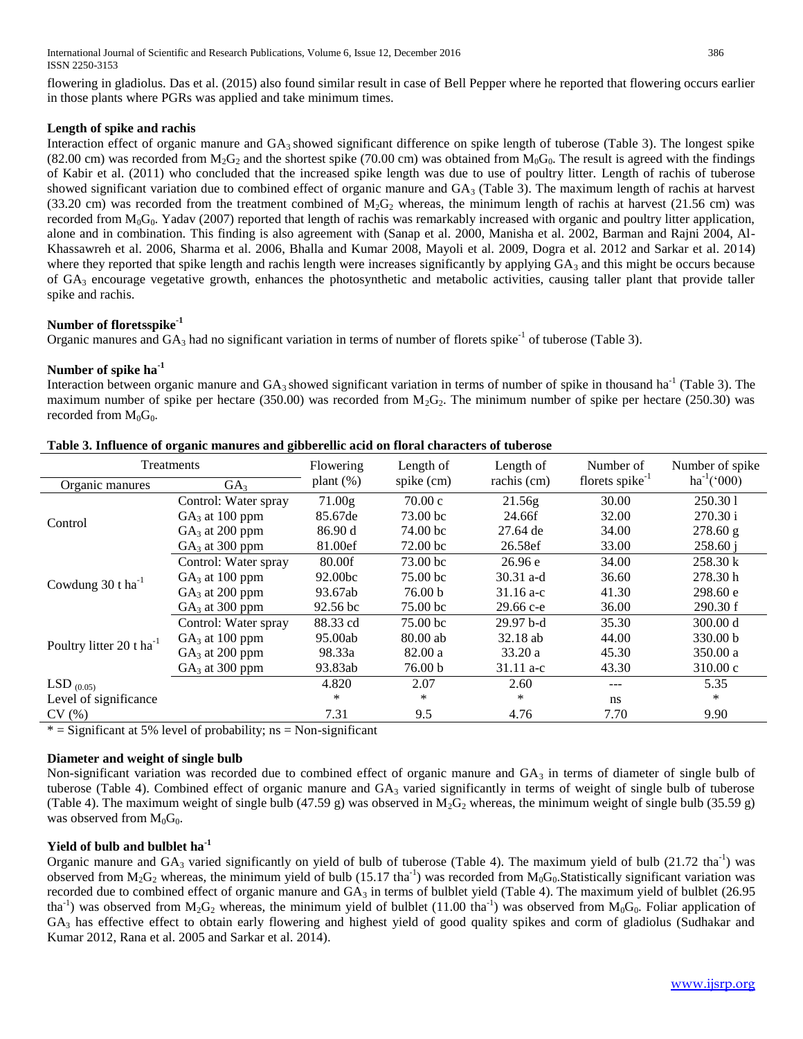flowering in gladiolus. Das et al. (2015) also found similar result in case of Bell Pepper where he reported that flowering occurs earlier in those plants where PGRs was applied and take minimum times.

**Length of spike and rachis**

Interaction effect of organic manure and $GA_3$ showed significant difference on spike length of tuberose (Table 3). The longest spike (82.00 cm) was recorded from $M_2G_2$ and the shortest spike (70.00 cm) was obtained from $M_0G_0$. The result is agreed with the findings of Kabir et al. (2011) who concluded that the increased spike length was due to use of poultry litter. Length of rachis of tuberose showed significant variation due to combined effect of organic manure and $GA_3$ (Table 3). The maximum length of rachis at harvest (33.20 cm) was recorded from the treatment combined of $M_2G_2$ whereas, the minimum length of rachis at harvest (21.56 cm) was recorded from $M_0G_0$. Yadav (2007) reported that length of rachis was remarkably increased with organic and poultry litter application, alone and in combination. This finding is also agreement with (Sanap et al. 2000, Manisha et al. 2002, Barman and Rajni 2004, Al-Khassawreh et al. 2006, Sharma et al. 2006, Bhalla and Kumar 2008, Mayoli et al. 2009, Dogra et al. 2012 and Sarkar et al. 2014) where they reported that spike length and rachis length were increases significantly by applying $GA_3$ and this might be occurs because of $GA_3$ encourage vegetative growth, enhances the photosynthetic and metabolic activities, causing taller plant that provide taller spike and rachis.

**Number of floretsspike$^{-1}$**

Organic manures and $GA_3$ had no significant variation in terms of number of florets spike$^{-1}$ of tuberose (Table 3).

**Number of spike ha$^{-1}$**

Interaction between organic manure and $GA_3$ showed significant variation in terms of number of spike in thousand ha$^{-1}$ (Table 3). The maximum number of spike per hectare (350.00) was recorded from $M_2G_2$. The minimum number of spike per hectare (250.30) was recorded from $M_0G_0$.

**Table 3. Influence of organic manures and gibberellic acid on floral characters of tuberose**

| Treatments | | Flowering plant (%) | Length of spike (cm) | Length of rachis (cm) | Number of florets spike$^{-1}$ | Number of spike ha$^{-1}$('000) |
|---|---|---|---|---|---|---|
| Organic manures | $GA_3$ | | | | | |
| Control | Control: Water spray | 71.00g | 70.00 c | 21.56g | 30.00 | 250.30 l |
| | $GA_3$ at 100 ppm | 85.67de | 73.00 bc | 24.66f | 32.00 | 270.30 i |
| | $GA_3$ at 200 ppm | 86.90 d | 74.00 bc | 27.64 de | 34.00 | 278.60 g |
| | $GA_3$ at 300 ppm | 81.00ef | 72.00 bc | 26.58ef | 33.00 | 258.60 j |
| Cowdung 30 t ha$^{-1}$ | Control: Water spray | 80.00f | 73.00 bc | 26.96 e | 34.00 | 258.30 k |
| | $GA_3$ at 100 ppm | 92.00bc | 75.00 bc | 30.31 a-d | 36.60 | 278.30 h |
| | $GA_3$ at 200 ppm | 93.67ab | 76.00 b | 31.16 a-c | 41.30 | 298.60 e |
| | $GA_3$ at 300 ppm | 92.56 bc | 75.00 bc | 29.66 c-e | 36.00 | 290.30 f |
| Poultry litter 20 t ha$^{-1}$ | Control: Water spray | 88.33 cd | 75.00 bc | 29.97 b-d | 35.30 | 300.00 d |
| | $GA_3$ at 100 ppm | 95.00ab | 80.00 ab | 32.18 ab | 44.00 | 330.00 b |
| | $GA_3$ at 200 ppm | 98.33a | 82.00 a | 33.20 a | 45.30 | 350.00 a |
| | $GA_3$ at 300 ppm | 93.83ab | 76.00 b | 31.11 a-c | 43.30 | 310.00 c |
| LSD $_{(0.05)}$ | | 4.820 | 2.07 | 2.60 | --- | 5.35 |
| Level of significance | | * | * | * | ns | * |
| CV (%) | | 7.31 | 9.5 | 4.76 | 7.70 | 9.90 |

* = Significant at 5% level of probability; ns = Non-significant

**Diameter and weight of single bulb**

Non-significant variation was recorded due to combined effect of organic manure and $GA_3$ in terms of diameter of single bulb of tuberose (Table 4). Combined effect of organic manure and $GA_3$ varied significantly in terms of weight of single bulb of tuberose (Table 4). The maximum weight of single bulb (47.59 g) was observed in $M_2G_2$ whereas, the minimum weight of single bulb (35.59 g) was observed from $M_0G_0$.

**Yield of bulb and bulblet ha$^{-1}$**

Organic manure and $GA_3$ varied significantly on yield of bulb of tuberose (Table 4). The maximum yield of bulb (21.72 tha$^{-1}$) was observed from $M_2G_2$ whereas, the minimum yield of bulb (15.17 tha$^{-1}$) was recorded from $M_0G_0$.Statistically significant variation was recorded due to combined effect of organic manure and $GA_3$ in terms of bulblet yield (Table 4). The maximum yield of bulblet (26.95 tha$^{-1}$) was observed from $M_2G_2$ whereas, the minimum yield of bulblet (11.00 tha$^{-1}$) was observed from $M_0G_0$. Foliar application of $GA_3$ has effective effect to obtain early flowering and highest yield of good quality spikes and corm of gladiolus (Sudhakar and Kumar 2012, Rana et al. 2005 and Sarkar et al. 2014).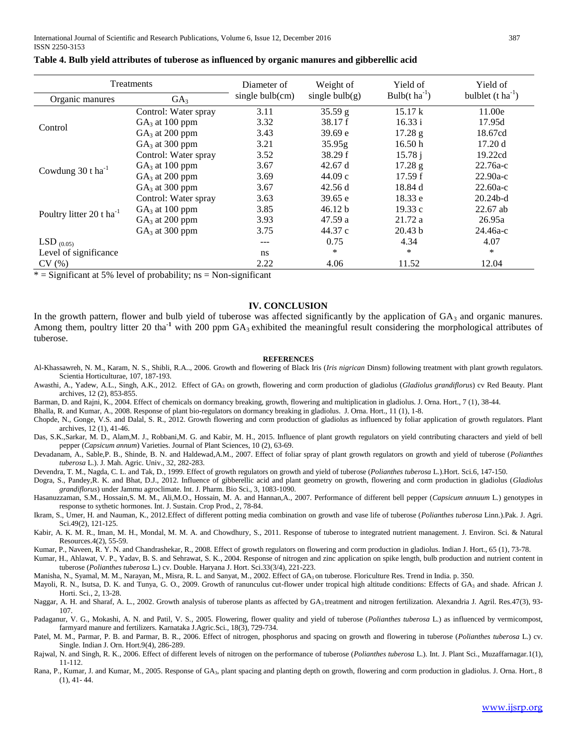**Table 4. Bulb yield attributes of tuberose as influenced by organic manures and gibberellic acid**

| Treatments | | Diameter of single bulb(cm) | Weight of single bulb(g) | Yield of Bulb(t $ha^{-1}$) | Yield of bulblet (t $ha^{-1}$) |
|---|---|---|---|---|---|
| Organic manures | $GA_3$ | | | | |
| Control | Control: Water spray | 3.11 | 35.59 g | 15.17 k | 11.00e |
| | $GA_3$ at 100 ppm | 3.32 | 38.17 f | 16.33 i | 17.95d |
| | $GA_3$ at 200 ppm | 3.43 | 39.69 e | 17.28 g | 18.67cd |
| | $GA_3$ at 300 ppm | 3.21 | 35.95g | 16.50 h | 17.20 d |
| Cowdung 30 t $ha^{-1}$ | Control: Water spray | 3.52 | 38.29 f | 15.78 j | 19.22cd |
| | $GA_3$ at 100 ppm | 3.67 | 42.67 d | 17.28 g | 22.76a-c |
| | $GA_3$ at 200 ppm | 3.69 | 44.09 c | 17.59 f | 22.90a-c |
| | $GA_3$ at 300 ppm | 3.67 | 42.56 d | 18.84 d | 22.60a-c |
| Poultry litter 20 t $ha^{-1}$ | Control: Water spray | 3.63 | 39.65 e | 18.33 e | 20.24b-d |
| | $GA_3$ at 100 ppm | 3.85 | 46.12 b | 19.33 c | 22.67 ab |
| | $GA_3$ at 200 ppm | 3.93 | 47.59 a | 21.72 a | 26.95a |
| | $GA_3$ at 300 ppm | 3.75 | 44.37 c | 20.43 b | 24.46a-c |
| $LSD_{(0.05)}$ | | --- | 0.75 | 4.34 | 4.07 |
| Level of significance | | ns | * | * | * |
| CV (%) | | 2.22 | 4.06 | 11.52 | 12.04 |

* = Significant at 5% level of probability; ns = Non-significant

## IV. CONCLUSION

In the growth pattern, flower and bulb yield of tuberose was affected significantly by the application of $GA_3$ and organic manures. Among them, poultry litter 20 tha$^{-1}$ with 200 ppm $GA_3$ exhibited the meaningful result considering the morphological attributes of tuberose.

### REFERENCES

Al-Khassawreh, N. M., Karam, N. S., Shibli, R.A.., 2006. Growth and flowering of Black Iris (*Iris nigrican* Dinsm) following treatment with plant growth regulators. Scientia Horticulturae, 107, 187-193.

Awasthi, A., Yadew, A.L., Singh, A.K., 2012. Effect of $GA_3$ on growth, flowering and corm production of gladiolus (*Gladiolus grandiflorus*) cv Red Beauty. Plant archives, 12 (2), 853-855.

Barman, D. and Rajni, K., 2004. Effect of chemicals on dormancy breaking, growth, flowering and multiplication in gladiolus. J. Orna. Hort., 7 (1), 38-44.

Bhalla, R. and Kumar, A., 2008. Response of plant bio-regulators on dormancy breaking in gladiolus. J. Orna. Hort., 11 (1), 1-8.

Chopde, N., Gonge, V.S. and Dalal, S. R., 2012. Growth flowering and corm production of gladiolus as influenced by foliar application of growth regulators. Plant archives, 12 (1), 41-46.

Das, S.K.,Sarkar, M. D., Alam,M. J., Robbani,M. G. and Kabir, M. H., 2015. Influence of plant growth regulators on yield contributing characters and yield of bell pepper (*Capsicum annum*) Varieties. Journal of Plant Sciences, 10 (2), 63-69.

Devadanam, A., Sable,P. B., Shinde, B. N. and Haldewad,A.M., 2007. Effect of foliar spray of plant growth regulators on growth and yield of tuberose (*Polianthes tuberosa* L.). J. Mah. Agric. Univ., 32, 282-283.

Devendra, T. M., Nagda, C. L. and Tak, D., 1999. Effect of growth regulators on growth and yield of tuberose (*Polianthes tuberosa* L.).Hort. Sci.6, 147-150.

Dogra, S., Pandey,R. K. and Bhat, D.J., 2012. Influence of gibberellic acid and plant geometry on growth, flowering and corm production in gladiolus (*Gladiolus grandiflorus*) under Jammu agroclimate. Int. J. Pharm. Bio Sci., 3, 1083-1090.

Hasanuzzaman, S.M., Hossain,S. M. M., Ali,M.O., Hossain, M. A. and Hannan,A., 2007. Performance of different bell pepper (*Capsicum annuum* L.) genotypes in response to sythetic hormones. Int. J. Sustain. Crop Prod., 2, 78-84.

Ikram, S., Umer, H. and Nauman, K., 2012.Effect of different potting media combination on growth and vase life of tuberose (*Polianthes tuberosa* Linn.).Pak. J. Agri. Sci.49(2), 121-125.

Kabir, A. K. M. R., Iman, M. H., Mondal, M. M. A. and Chowdhury, S., 2011. Response of tuberose to integrated nutrient management. J. Environ. Sci. & Natural Resources.4(2), 55-59.

Kumar, P., Naveen, R. Y. N. and Chandrashekar, R., 2008. Effect of growth regulators on flowering and corm production in gladiolus. Indian J. Hort., 65 (1), 73-78.

Kumar, H., Ahlawat, V. P., Yadav, B. S. and Sehrawat, S. K., 2004. Response of nitrogen and zinc application on spike length, bulb production and nutrient content in tuberose (*Polianthes tuberosa* L.) cv. Double. Haryana J. Hort. Sci.33(3/4), 221-223.

Manisha, N., Syamal, M. M., Narayan, M., Misra, R. L. and Sanyat, M., 2002. Effect of $GA_3$ on tuberose. Floriculture Res. Trend in India. p. 350.

Mayoli, R. N., Isutsa, D. K. and Tunya, G. O., 2009. Growth of ranunculus cut-flower under tropical high altitude conditions: Effects of $GA_3$ and shade. African J. Horti. Sci., 2, 13-28.

Naggar, A. H. and Sharaf, A. L., 2002. Growth analysis of tuberose plants as affected by $GA_3$ treatment and nitrogen fertilization. Alexandria J. Agril. Res.47(3), 93-107.

Padaganur, V. G., Mokashi, A. N. and Patil, V. S., 2005. Flowering, flower quality and yield of tuberose (*Polianthes tuberosa* L.) as influenced by vermicompost, farmyard manure and fertilizers. Karnataka J.Agric.Sci., 18(3), 729-734.

Patel, M. M., Parmar, P. B. and Parmar, B. R., 2006. Effect of nitrogen, phosphorus and spacing on growth and flowering in tuberose (*Polianthes tuberosa* L.) cv. Single. Indian J. Orn. Hort.9(4), 286-289.

Rajwal, N. and Singh, R. K., 2006. Effect of different levels of nitrogen on the performance of tuberose (*Polianthes tuberosa* L.). Int. J. Plant Sci., Muzaffarnagar.1(1), 11-112.

Rana, P., Kumar, J. and Kumar, M., 2005. Response of $GA_3$, plant spacing and planting depth on growth, flowering and corm production in gladiolus. J. Orna. Hort., 8 (1), 41- 44.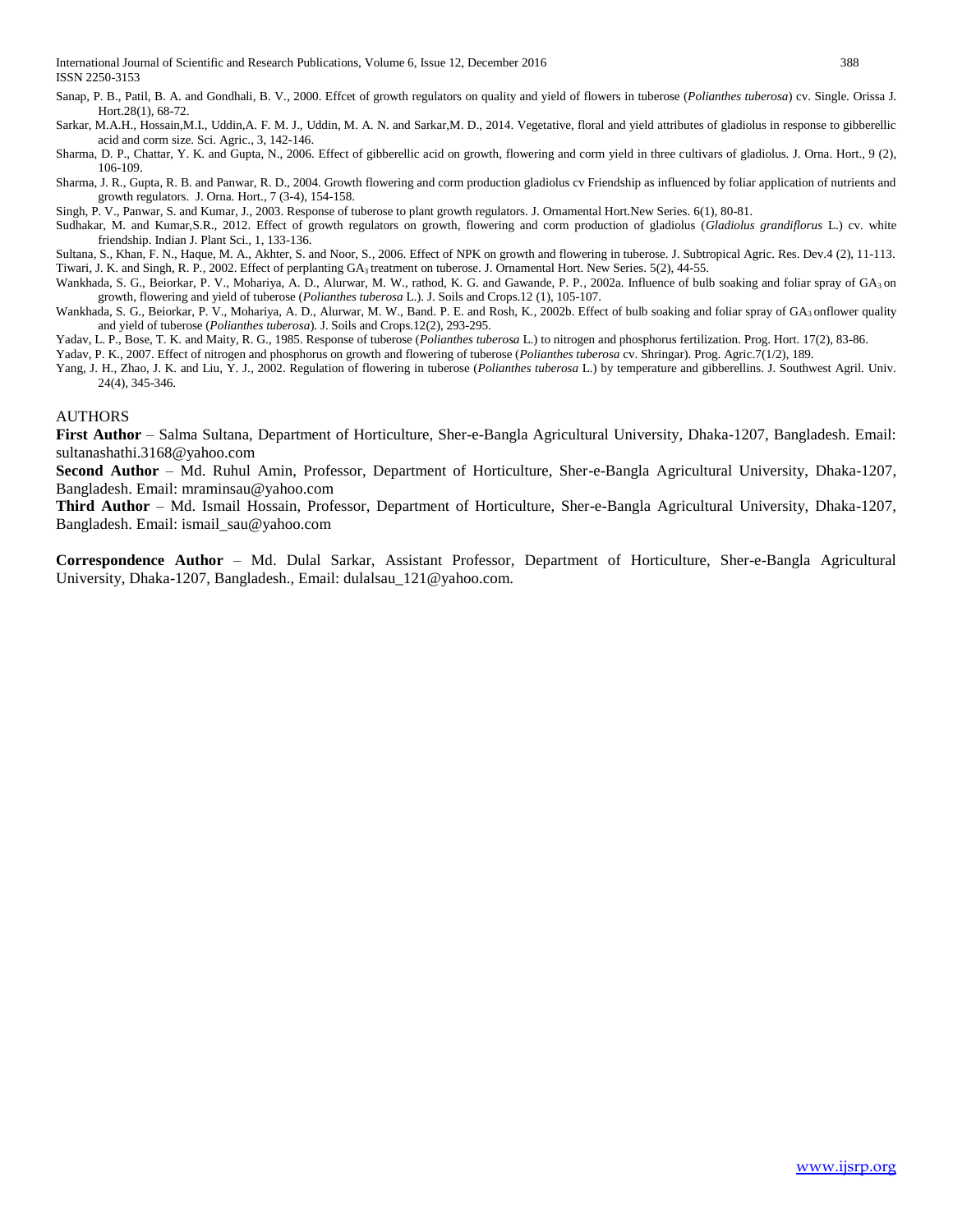Sanap, P. B., Patil, B. A. and Gondhali, B. V., 2000. Effcet of growth regulators on quality and yield of flowers in tuberose (*Polianthes tuberosa*) cv. Single. Orissa J. Hort.28(1), 68-72.

Sarkar, M.A.H., Hossain,M.I., Uddin,A. F. M. J., Uddin, M. A. N. and Sarkar,M. D., 2014. Vegetative, floral and yield attributes of gladiolus in response to gibberellic acid and corm size. Sci. Agric., 3, 142-146.

Sharma, D. P., Chattar, Y. K. and Gupta, N., 2006. Effect of gibberellic acid on growth, flowering and corm yield in three cultivars of gladiolus. J. Orna. Hort., 9 (2), 106-109.

Sharma, J. R., Gupta, R. B. and Panwar, R. D., 2004. Growth flowering and corm production gladiolus cv Friendship as influenced by foliar application of nutrients and growth regulators. J. Orna. Hort., 7 (3-4), 154-158.

Singh, P. V., Panwar, S. and Kumar, J., 2003. Response of tuberose to plant growth regulators. J. Ornamental Hort.New Series. 6(1), 80-81.

Sudhakar, M. and Kumar,S.R., 2012. Effect of growth regulators on growth, flowering and corm production of gladiolus (*Gladiolus grandiflorus* L.) cv. white friendship. Indian J. Plant Sci., 1, 133-136.

Sultana, S., Khan, F. N., Haque, M. A., Akhter, S. and Noor, S., 2006. Effect of NPK on growth and flowering in tuberose. J. Subtropical Agric. Res. Dev.4 (2), 11-113.

Tiwari, J. K. and Singh, R. P., 2002. Effect of perplanting $GA_3$ treatment on tuberose. J. Ornamental Hort. New Series. 5(2), 44-55.

Wankhada, S. G., Beiorkar, P. V., Mohariya, A. D., Alurwar, M. W., rathod, K. G. and Gawande, P. P., 2002a. Influence of bulb soaking and foliar spray of $GA_3$ on growth, flowering and yield of tuberose (*Polianthes tuberosa* L.). J. Soils and Crops.12 (1), 105-107.

Wankhada, S. G., Beiorkar, P. V., Mohariya, A. D., Alurwar, M. W., Band. P. E. and Rosh, K., 2002b. Effect of bulb soaking and foliar spray of $GA_3$ onflower quality and yield of tuberose (*Polianthes tuberosa*). J. Soils and Crops.12(2), 293-295.

Yadav, L. P., Bose, T. K. and Maity, R. G., 1985. Response of tuberose (*Polianthes tuberosa* L.) to nitrogen and phosphorus fertilization. Prog. Hort. 17(2), 83-86.

Yadav, P. K., 2007. Effect of nitrogen and phosphorus on growth and flowering of tuberose (*Polianthes tuberosa* cv. Shringar). Prog. Agric.7(1/2), 189.

Yang, J. H., Zhao, J. K. and Liu, Y. J., 2002. Regulation of flowering in tuberose (*Polianthes tuberosa* L.) by temperature and gibberellins. J. Southwest Agril. Univ. 24(4), 345-346.

## AUTHORS

**First Author** – Salma Sultana, Department of Horticulture, Sher-e-Bangla Agricultural University, Dhaka-1207, Bangladesh. Email: sultanashathi.3168@yahoo.com

**Second Author** – Md. Ruhul Amin, Professor, Department of Horticulture, Sher-e-Bangla Agricultural University, Dhaka-1207, Bangladesh. Email: mraminsau@yahoo.com

**Third Author** – Md. Ismail Hossain, Professor, Department of Horticulture, Sher-e-Bangla Agricultural University, Dhaka-1207, Bangladesh. Email: ismail_sau@yahoo.com

**Correspondence Author** – Md. Dulal Sarkar, Assistant Professor, Department of Horticulture, Sher-e-Bangla Agricultural University, Dhaka-1207, Bangladesh., Email: dulalsau_121@yahoo.com.